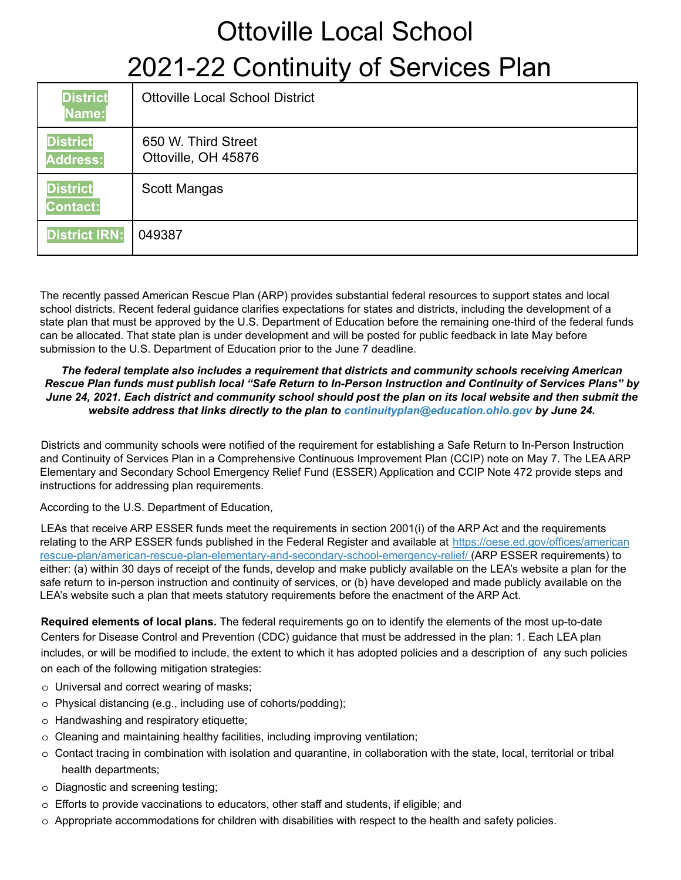# Ottoville Local School
# 2021-22 Continuity of Services Plan

| | |
|---|---|
| **District Name:** | Ottoville Local School District |
| **District Address:** | 650 W. Third Street<br>Ottoville, OH 45876 |
| **District Contact:** | Scott Mangas |
| **District IRN:** | 049387 |

The recently passed American Rescue Plan (ARP) provides substantial federal resources to support states and local school districts. Recent federal guidance clarifies expectations for states and districts, including the development of a state plan that must be approved by the U.S. Department of Education before the remaining one-third of the federal funds can be allocated. That state plan is under development and will be posted for public feedback in late May before submission to the U.S. Department of Education prior to the June 7 deadline.

***The federal template also includes a requirement that districts and community schools receiving American Rescue Plan funds must publish local "Safe Return to In-Person Instruction and Continuity of Services Plans" by June 24, 2021. Each district and community school should post the plan on its local website and then submit the website address that links directly to the plan to continuityplan@education.ohio.gov by June 24.***

Districts and community schools were notified of the requirement for establishing a Safe Return to In-Person Instruction and Continuity of Services Plan in a Comprehensive Continuous Improvement Plan (CCIP) note on May 7. The LEA ARP Elementary and Secondary School Emergency Relief Fund (ESSER) Application and CCIP Note 472 provide steps and instructions for addressing plan requirements.

According to the U.S. Department of Education,

LEAs that receive ARP ESSER funds meet the requirements in section 2001(i) of the ARP Act and the requirements relating to the ARP ESSER funds published in the Federal Register and available at https://oese.ed.gov/offices/americanrescue-plan/american-rescue-plan-elementary-and-secondary-school-emergency-relief/ (ARP ESSER requirements) to either: (a) within 30 days of receipt of the funds, develop and make publicly available on the LEA's website a plan for the safe return to in-person instruction and continuity of services, or (b) have developed and made publicly available on the LEA's website such a plan that meets statutory requirements before the enactment of the ARP Act.

**Required elements of local plans.** The federal requirements go on to identify the elements of the most up-to-date Centers for Disease Control and Prevention (CDC) guidance that must be addressed in the plan: 1. Each LEA plan includes, or will be modified to include, the extent to which it has adopted policies and a description of any such policies on each of the following mitigation strategies:

- Universal and correct wearing of masks;
- Physical distancing (e.g., including use of cohorts/podding);
- Handwashing and respiratory etiquette;
- Cleaning and maintaining healthy facilities, including improving ventilation;
- Contact tracing in combination with isolation and quarantine, in collaboration with the state, local, territorial or tribal health departments;
- Diagnostic and screening testing;
- Efforts to provide vaccinations to educators, other staff and students, if eligible; and
- Appropriate accommodations for children with disabilities with respect to the health and safety policies.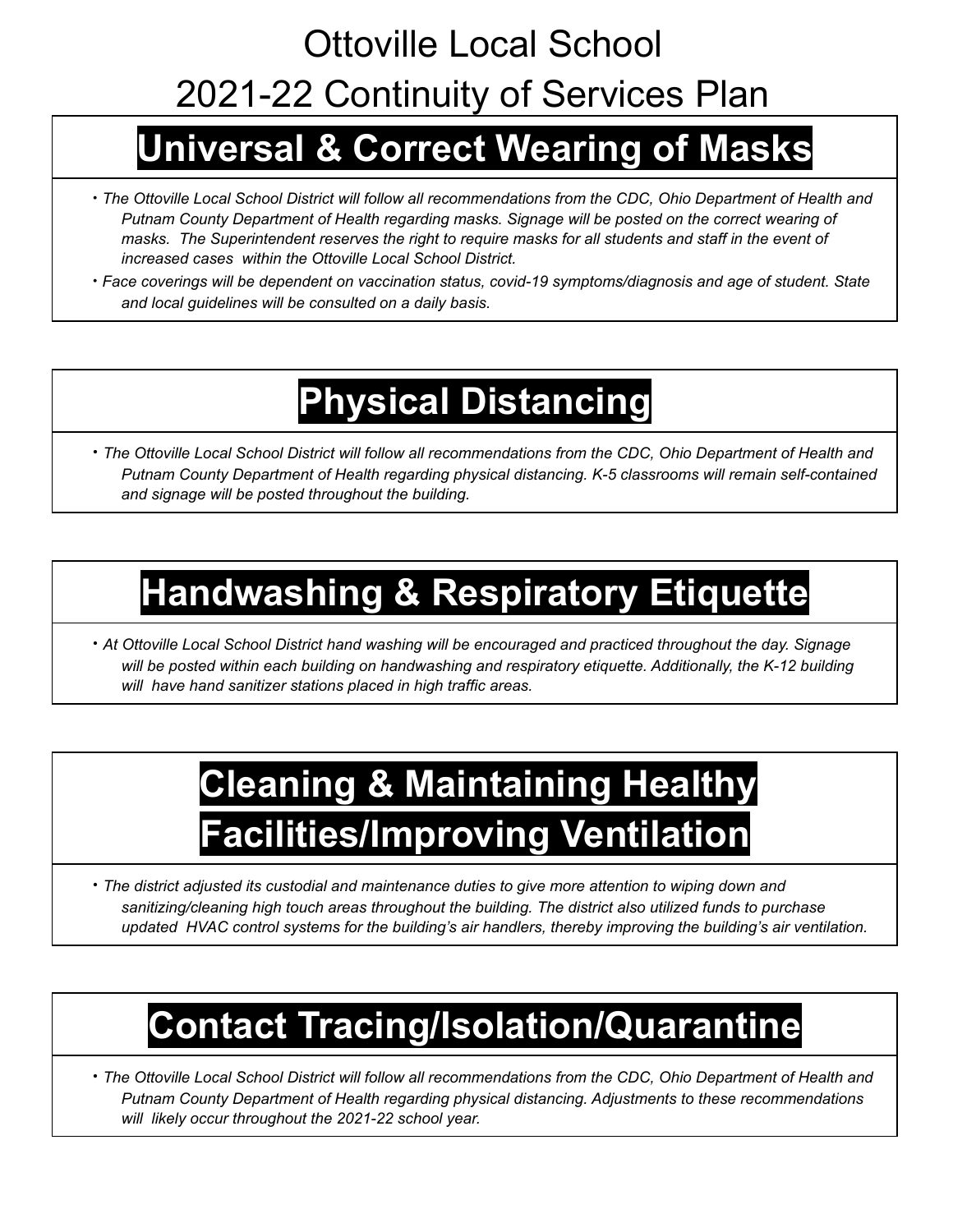# Ottoville Local School

# 2021-22 Continuity of Services Plan

## Universal & Correct Wearing of Masks

- *The Ottoville Local School District will follow all recommendations from the CDC, Ohio Department of Health and Putnam County Department of Health regarding masks. Signage will be posted on the correct wearing of masks. The Superintendent reserves the right to require masks for all students and staff in the event of increased cases within the Ottoville Local School District.*
- *Face coverings will be dependent on vaccination status, covid-19 symptoms/diagnosis and age of student. State and local guidelines will be consulted on a daily basis.*

## Physical Distancing

- *The Ottoville Local School District will follow all recommendations from the CDC, Ohio Department of Health and Putnam County Department of Health regarding physical distancing. K-5 classrooms will remain self-contained and signage will be posted throughout the building.*

## Handwashing & Respiratory Etiquette

- *At Ottoville Local School District hand washing will be encouraged and practiced throughout the day. Signage will be posted within each building on handwashing and respiratory etiquette. Additionally, the K-12 building will have hand sanitizer stations placed in high traffic areas.*

## Cleaning & Maintaining Healthy Facilities/Improving Ventilation

- *The district adjusted its custodial and maintenance duties to give more attention to wiping down and sanitizing/cleaning high touch areas throughout the building. The district also utilized funds to purchase updated HVAC control systems for the building's air handlers, thereby improving the building's air ventilation.*

## Contact Tracing/Isolation/Quarantine

- *The Ottoville Local School District will follow all recommendations from the CDC, Ohio Department of Health and Putnam County Department of Health regarding physical distancing. Adjustments to these recommendations will likely occur throughout the 2021-22 school year.*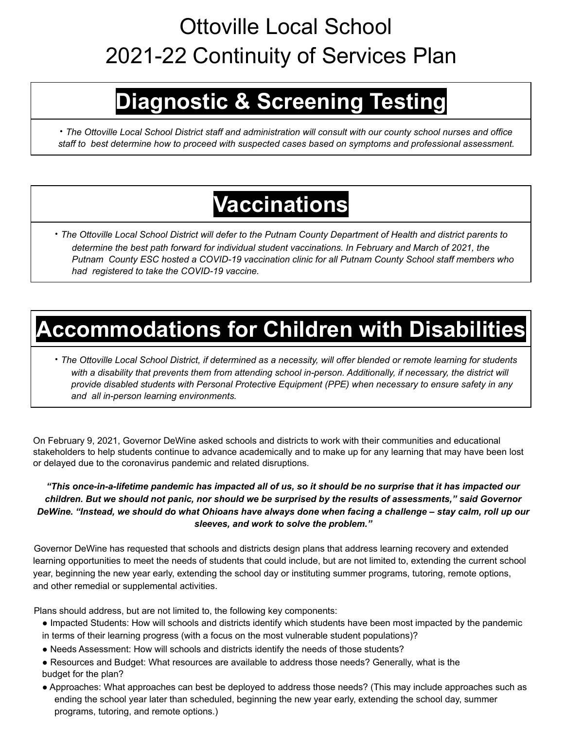# Ottoville Local School
# 2021-22 Continuity of Services Plan

## Diagnostic & Screening Testing

- *The Ottoville Local School District staff and administration will consult with our county school nurses and office staff to best determine how to proceed with suspected cases based on symptoms and professional assessment.*

## Vaccinations

- *The Ottoville Local School District will defer to the Putnam County Department of Health and district parents to determine the best path forward for individual student vaccinations. In February and March of 2021, the Putnam County ESC hosted a COVID-19 vaccination clinic for all Putnam County School staff members who had registered to take the COVID-19 vaccine.*

## Accommodations for Children with Disabilities

- *The Ottoville Local School District, if determined as a necessity, will offer blended or remote learning for students with a disability that prevents them from attending school in-person. Additionally, if necessary, the district will provide disabled students with Personal Protective Equipment (PPE) when necessary to ensure safety in any and all in-person learning environments.*

On February 9, 2021, Governor DeWine asked schools and districts to work with their communities and educational stakeholders to help students continue to advance academically and to make up for any learning that may have been lost or delayed due to the coronavirus pandemic and related disruptions.

***"This once-in-a-lifetime pandemic has impacted all of us, so it should be no surprise that it has impacted our children. But we should not panic, nor should we be surprised by the results of assessments," said Governor DeWine. "Instead, we should do what Ohioans have always done when facing a challenge – stay calm, roll up our sleeves, and work to solve the problem."***

Governor DeWine has requested that schools and districts design plans that address learning recovery and extended learning opportunities to meet the needs of students that could include, but are not limited to, extending the current school year, beginning the new year early, extending the school day or instituting summer programs, tutoring, remote options, and other remedial or supplemental activities.

Plans should address, but are not limited to, the following key components:

- Impacted Students: How will schools and districts identify which students have been most impacted by the pandemic in terms of their learning progress (with a focus on the most vulnerable student populations)?
- Needs Assessment: How will schools and districts identify the needs of those students?
- Resources and Budget: What resources are available to address those needs? Generally, what is the budget for the plan?
- Approaches: What approaches can best be deployed to address those needs? (This may include approaches such as ending the school year later than scheduled, beginning the new year early, extending the school day, summer programs, tutoring, and remote options.)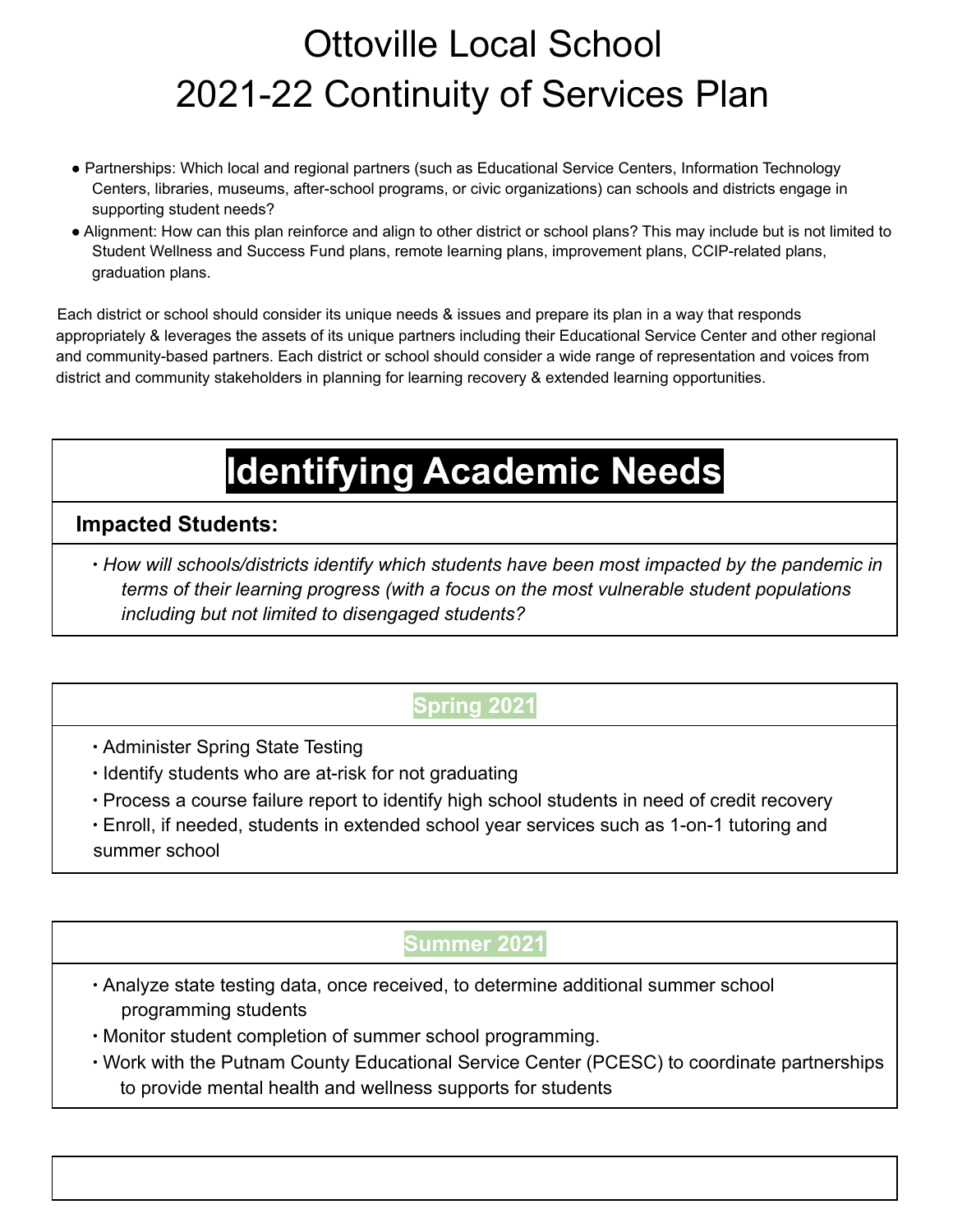# Ottoville Local School
# 2021-22 Continuity of Services Plan

- Partnerships: Which local and regional partners (such as Educational Service Centers, Information Technology Centers, libraries, museums, after-school programs, or civic organizations) can schools and districts engage in supporting student needs?
- Alignment: How can this plan reinforce and align to other district or school plans? This may include but is not limited to Student Wellness and Success Fund plans, remote learning plans, improvement plans, CCIP-related plans, graduation plans.

Each district or school should consider its unique needs & issues and prepare its plan in a way that responds appropriately & leverages the assets of its unique partners including their Educational Service Center and other regional and community-based partners. Each district or school should consider a wide range of representation and voices from district and community stakeholders in planning for learning recovery & extended learning opportunities.

## Identifying Academic Needs

### Impacted Students:

- *How will schools/districts identify which students have been most impacted by the pandemic in terms of their learning progress (with a focus on the most vulnerable student populations including but not limited to disengaged students?*

### Spring 2021

- Administer Spring State Testing
- Identify students who are at-risk for not graduating
- Process a course failure report to identify high school students in need of credit recovery
- Enroll, if needed, students in extended school year services such as 1-on-1 tutoring and summer school

### Summer 2021

- Analyze state testing data, once received, to determine additional summer school programming students
- Monitor student completion of summer school programming.
- Work with the Putnam County Educational Service Center (PCESC) to coordinate partnerships to provide mental health and wellness supports for students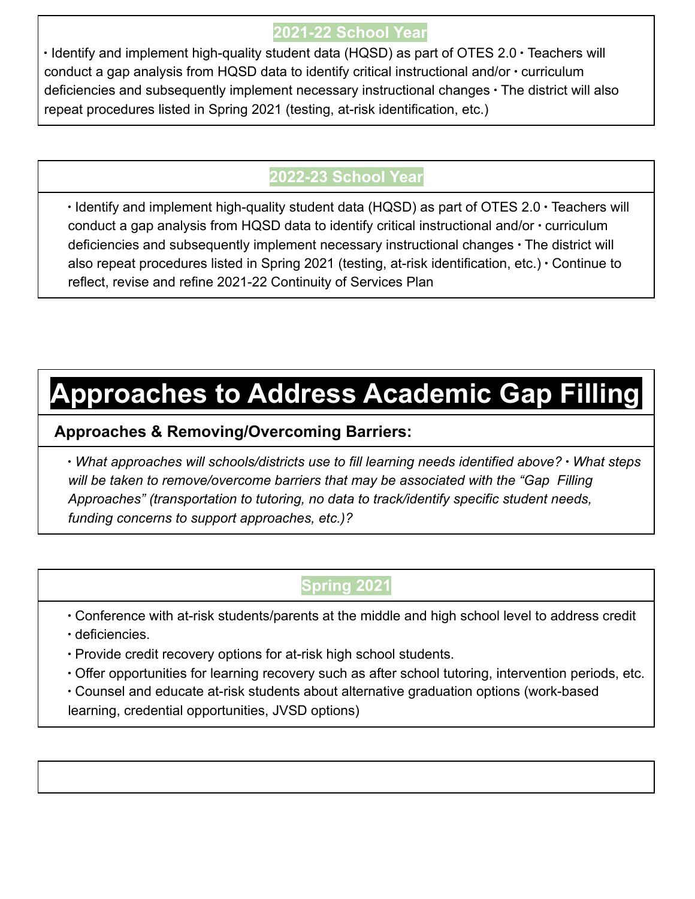### 2021-22 School Year

• Identify and implement high-quality student data (HQSD) as part of OTES 2.0 • Teachers will conduct a gap analysis from HQSD data to identify critical instructional and/or • curriculum deficiencies and subsequently implement necessary instructional changes • The district will also repeat procedures listed in Spring 2021 (testing, at-risk identification, etc.)

### 2022-23 School Year

• Identify and implement high-quality student data (HQSD) as part of OTES 2.0 • Teachers will conduct a gap analysis from HQSD data to identify critical instructional and/or • curriculum deficiencies and subsequently implement necessary instructional changes • The district will also repeat procedures listed in Spring 2021 (testing, at-risk identification, etc.) • Continue to reflect, revise and refine 2021-22 Continuity of Services Plan

# Approaches to Address Academic Gap Filling

**Approaches & Removing/Overcoming Barriers:**

*• What approaches will schools/districts use to fill learning needs identified above? • What steps will be taken to remove/overcome barriers that may be associated with the “Gap Filling Approaches” (transportation to tutoring, no data to track/identify specific student needs, funding concerns to support approaches, etc.)?*

### Spring 2021

• Conference with at-risk students/parents at the middle and high school level to address credit
• deficiencies.
• Provide credit recovery options for at-risk high school students.
• Offer opportunities for learning recovery such as after school tutoring, intervention periods, etc.
• Counsel and educate at-risk students about alternative graduation options (work-based learning, credential opportunities, JVSD options)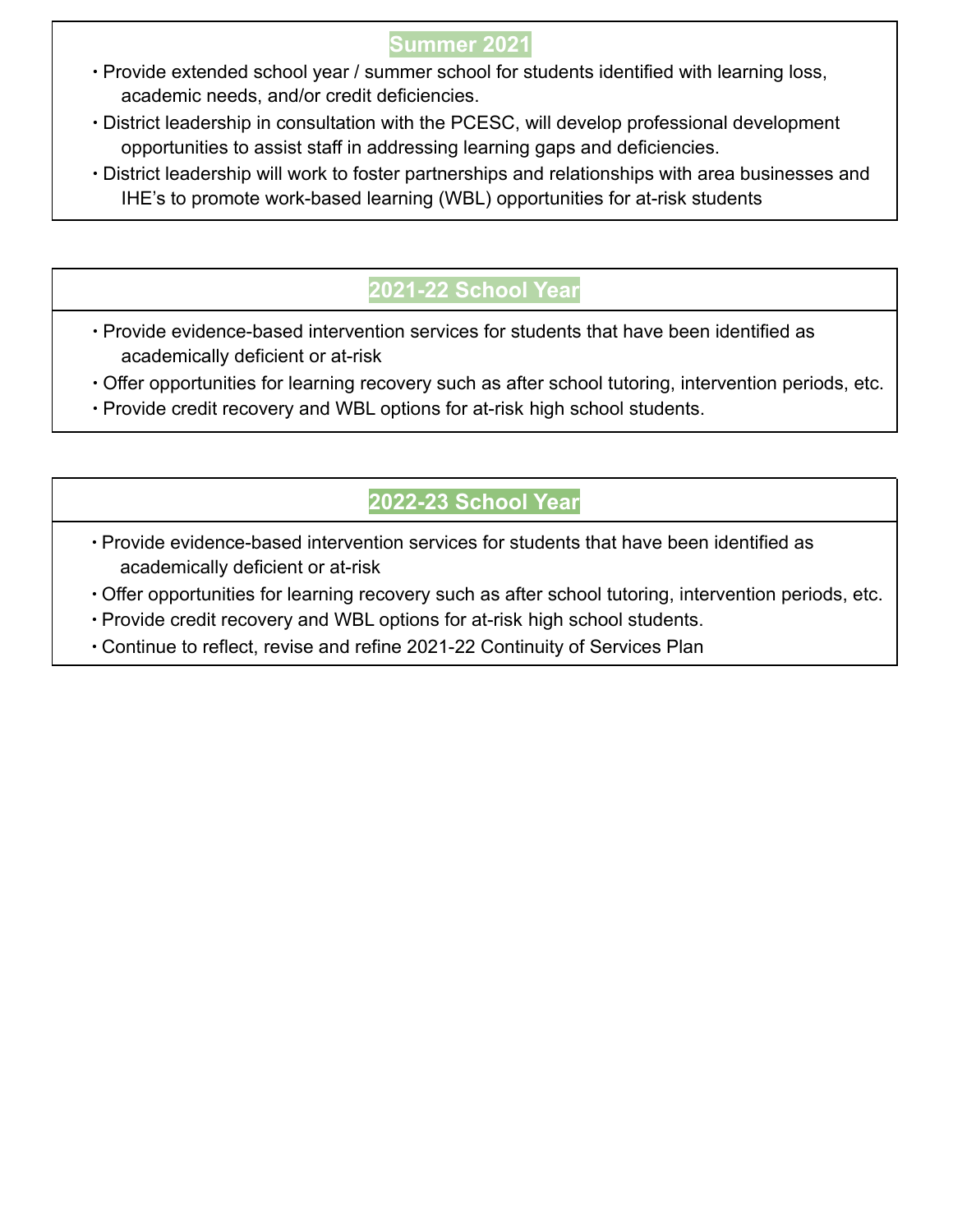## Summer 2021

- Provide extended school year / summer school for students identified with learning loss, academic needs, and/or credit deficiencies.
- District leadership in consultation with the PCESC, will develop professional development opportunities to assist staff in addressing learning gaps and deficiencies.
- District leadership will work to foster partnerships and relationships with area businesses and IHE's to promote work-based learning (WBL) opportunities for at-risk students

## 2021-22 School Year

- Provide evidence-based intervention services for students that have been identified as academically deficient or at-risk
- Offer opportunities for learning recovery such as after school tutoring, intervention periods, etc.
- Provide credit recovery and WBL options for at-risk high school students.

## 2022-23 School Year

- Provide evidence-based intervention services for students that have been identified as academically deficient or at-risk
- Offer opportunities for learning recovery such as after school tutoring, intervention periods, etc.
- Provide credit recovery and WBL options for at-risk high school students.
- Continue to reflect, revise and refine 2021-22 Continuity of Services Plan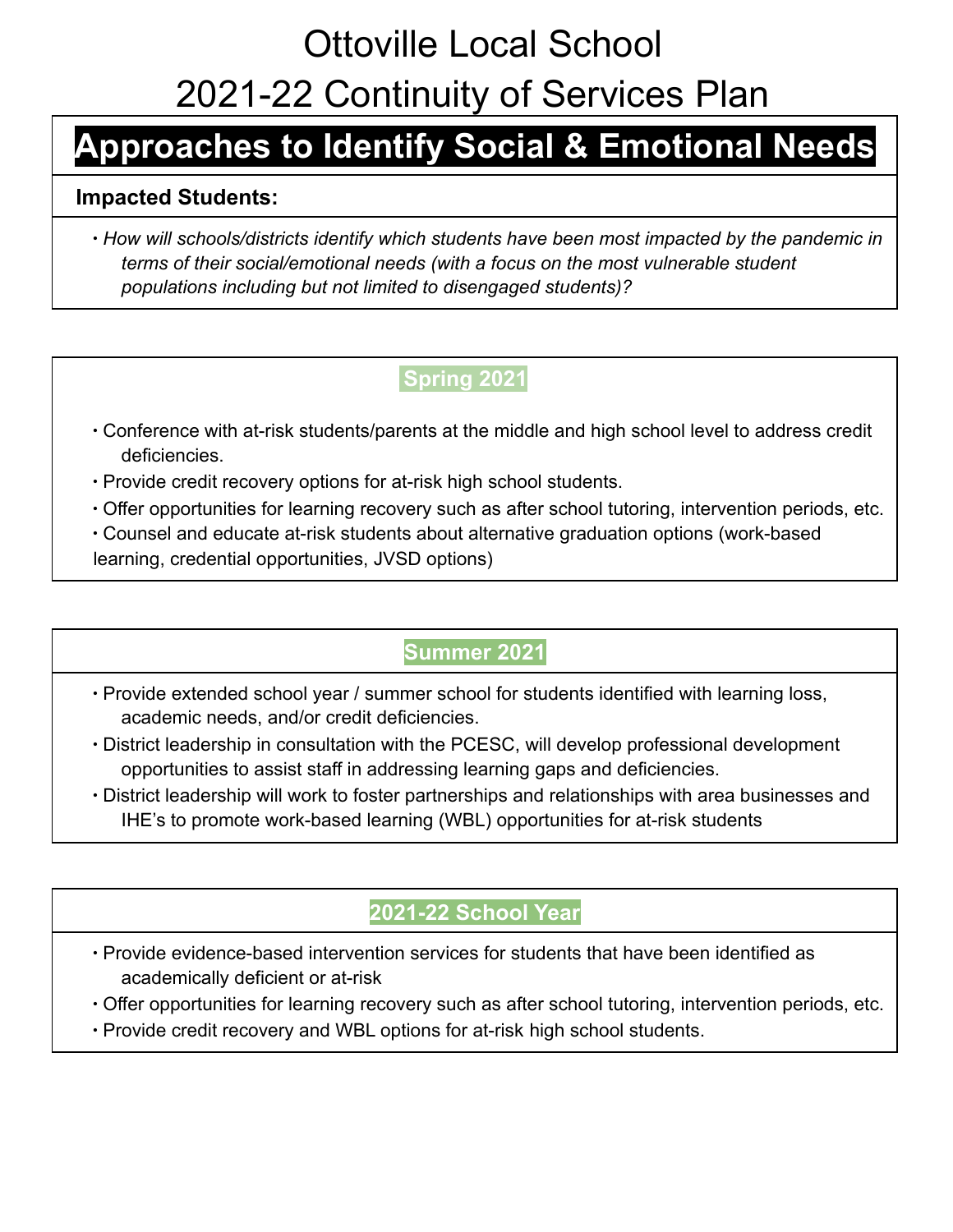# Ottoville Local School

# 2021-22 Continuity of Services Plan

## Approaches to Identify Social & Emotional Needs

**Impacted Students:**

- *How will schools/districts identify which students have been most impacted by the pandemic in terms of their social/emotional needs (with a focus on the most vulnerable student populations including but not limited to disengaged students)?*

### Spring 2021

- Conference with at-risk students/parents at the middle and high school level to address credit deficiencies.
- Provide credit recovery options for at-risk high school students.
- Offer opportunities for learning recovery such as after school tutoring, intervention periods, etc.
- Counsel and educate at-risk students about alternative graduation options (work-based learning, credential opportunities, JVSD options)

### Summer 2021

- Provide extended school year / summer school for students identified with learning loss, academic needs, and/or credit deficiencies.
- District leadership in consultation with the PCESC, will develop professional development opportunities to assist staff in addressing learning gaps and deficiencies.
- District leadership will work to foster partnerships and relationships with area businesses and IHE's to promote work-based learning (WBL) opportunities for at-risk students

### 2021-22 School Year

- Provide evidence-based intervention services for students that have been identified as academically deficient or at-risk
- Offer opportunities for learning recovery such as after school tutoring, intervention periods, etc.
- Provide credit recovery and WBL options for at-risk high school students.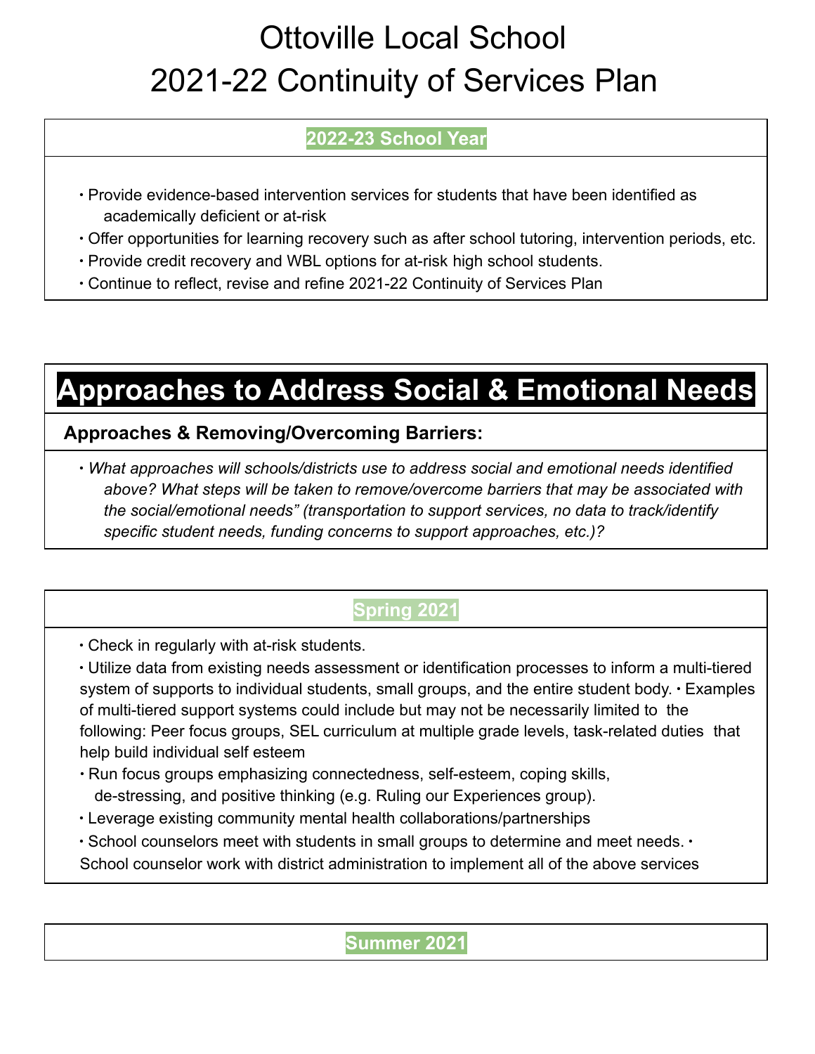# Ottoville Local School
# 2021-22 Continuity of Services Plan

### 2022-23 School Year

- Provide evidence-based intervention services for students that have been identified as academically deficient or at-risk
- Offer opportunities for learning recovery such as after school tutoring, intervention periods, etc.
- Provide credit recovery and WBL options for at-risk high school students.
- Continue to reflect, revise and refine 2021-22 Continuity of Services Plan

## Approaches to Address Social & Emotional Needs

### Approaches & Removing/Overcoming Barriers:

- *What approaches will schools/districts use to address social and emotional needs identified above? What steps will be taken to remove/overcome barriers that may be associated with the social/emotional needs" (transportation to support services, no data to track/identify specific student needs, funding concerns to support approaches, etc.)?*

### Spring 2021

- Check in regularly with at-risk students.
- Utilize data from existing needs assessment or identification processes to inform a multi-tiered system of supports to individual students, small groups, and the entire student body.
- Examples of multi-tiered support systems could include but may not be necessarily limited to the following: Peer focus groups, SEL curriculum at multiple grade levels, task-related duties that help build individual self esteem
- Run focus groups emphasizing connectedness, self-esteem, coping skills, de-stressing, and positive thinking (e.g. Ruling our Experiences group).
- Leverage existing community mental health collaborations/partnerships
- School counselors meet with students in small groups to determine and meet needs.
- School counselor work with district administration to implement all of the above services

### Summer 2021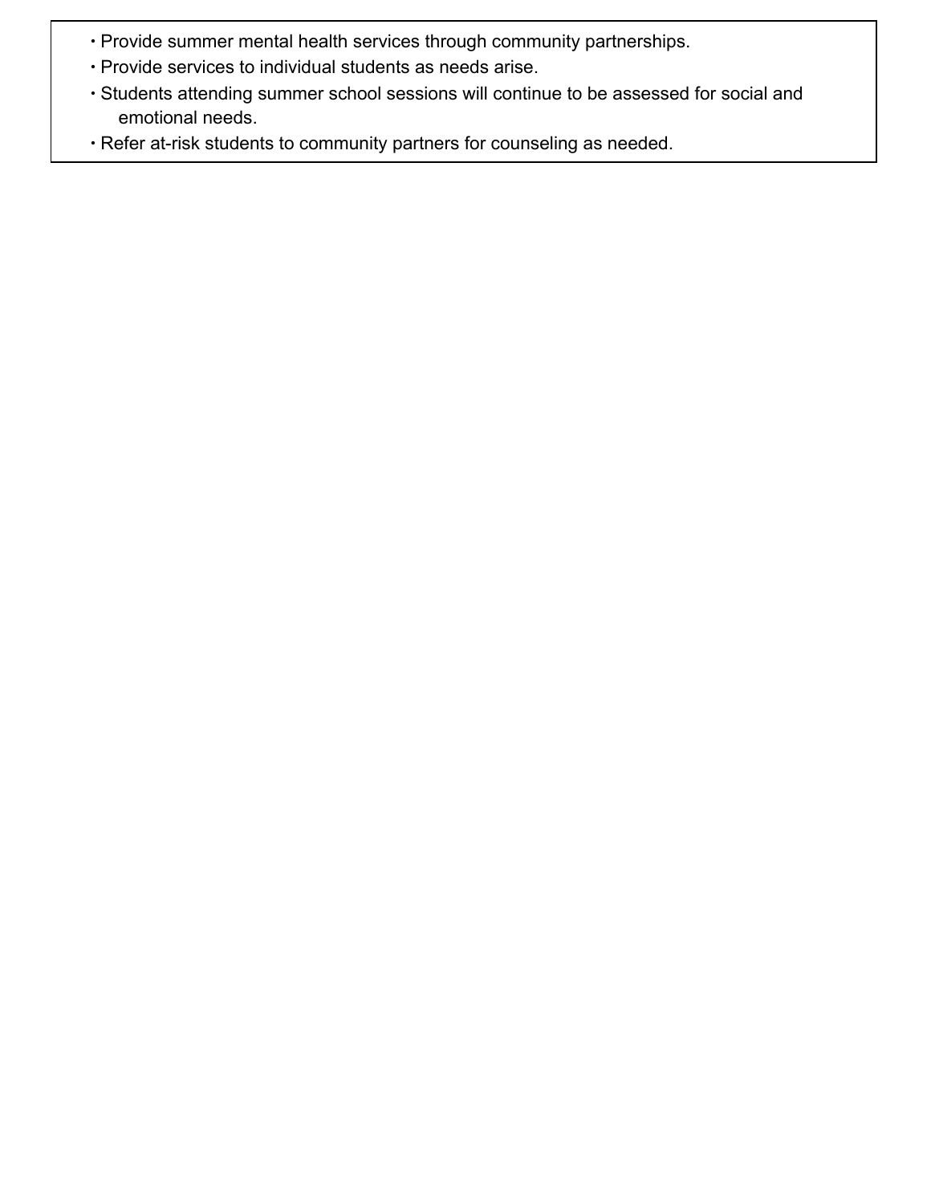- Provide summer mental health services through community partnerships.
- Provide services to individual students as needs arise.
- Students attending summer school sessions will continue to be assessed for social and emotional needs.
- Refer at-risk students to community partners for counseling as needed.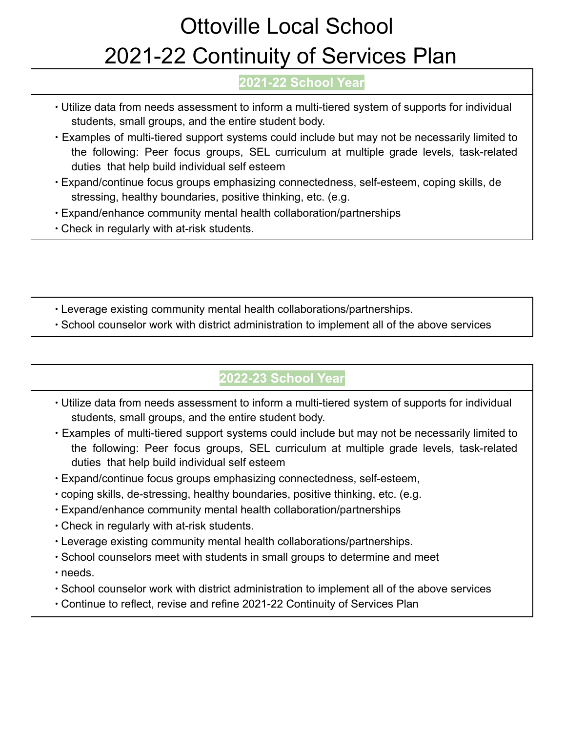# Ottoville Local School
# 2021-22 Continuity of Services Plan

## 2021-22 School Year

- Utilize data from needs assessment to inform a multi-tiered system of supports for individual students, small groups, and the entire student body.
- Examples of multi-tiered support systems could include but may not be necessarily limited to the following: Peer focus groups, SEL curriculum at multiple grade levels, task-related duties that help build individual self esteem
- Expand/continue focus groups emphasizing connectedness, self-esteem, coping skills, de stressing, healthy boundaries, positive thinking, etc. (e.g.
- Expand/enhance community mental health collaboration/partnerships
- Check in regularly with at-risk students.

- Leverage existing community mental health collaborations/partnerships.
- School counselor work with district administration to implement all of the above services

## 2022-23 School Year

- Utilize data from needs assessment to inform a multi-tiered system of supports for individual students, small groups, and the entire student body.
- Examples of multi-tiered support systems could include but may not be necessarily limited to the following: Peer focus groups, SEL curriculum at multiple grade levels, task-related duties that help build individual self esteem
- Expand/continue focus groups emphasizing connectedness, self-esteem,
- coping skills, de-stressing, healthy boundaries, positive thinking, etc. (e.g.
- Expand/enhance community mental health collaboration/partnerships
- Check in regularly with at-risk students.
- Leverage existing community mental health collaborations/partnerships.
- School counselors meet with students in small groups to determine and meet
- needs.
- School counselor work with district administration to implement all of the above services
- Continue to reflect, revise and refine 2021-22 Continuity of Services Plan